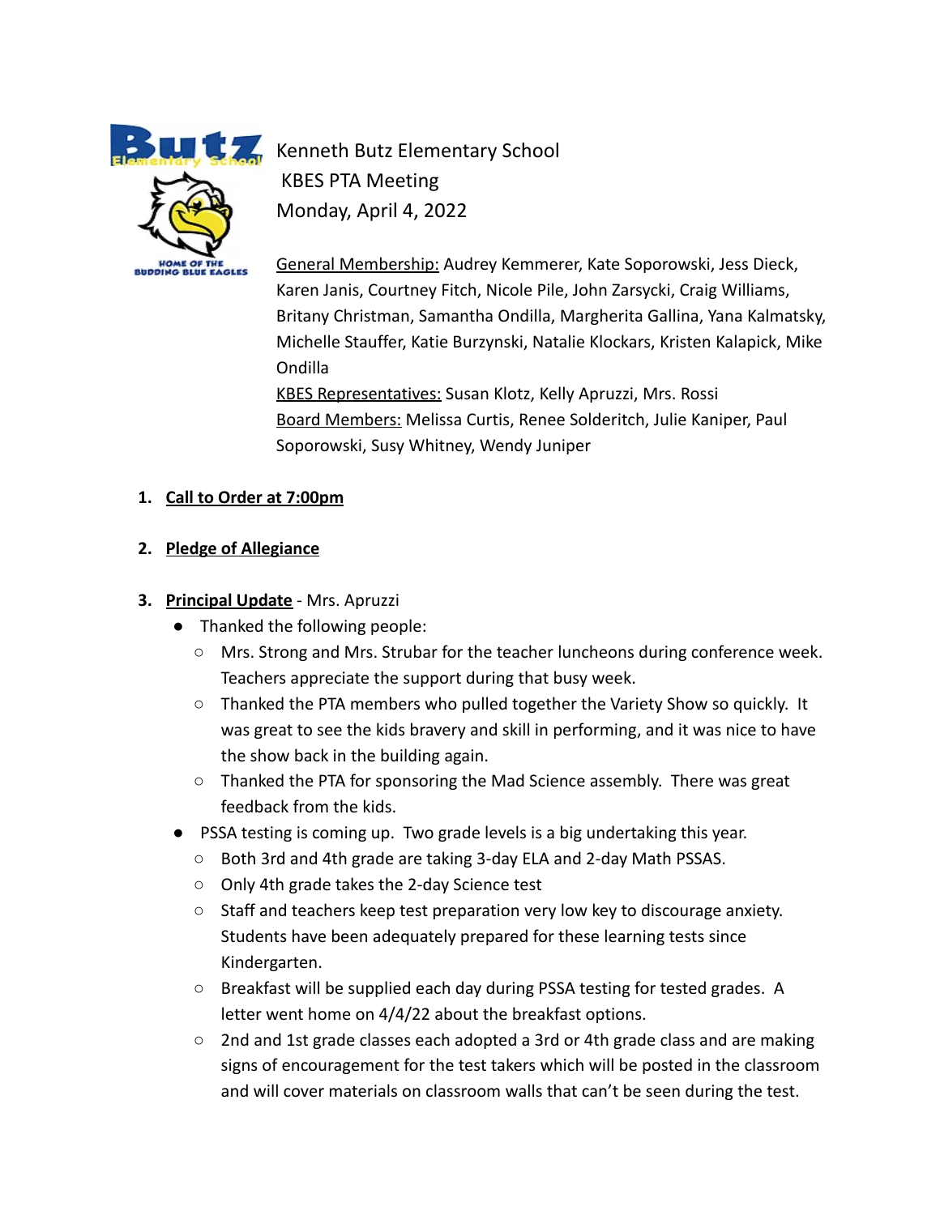Kenneth Butz Elementary School
KBES PTA Meeting
Monday, April 4, 2022

General Membership: Audrey Kemmerer, Kate Soporowski, Jess Dieck, Karen Janis, Courtney Fitch, Nicole Pile, John Zarsycki, Craig Williams, Britany Christman, Samantha Ondilla, Margherita Gallina, Yana Kalmatsky, Michelle Stauffer, Katie Burzynski, Natalie Klockars, Kristen Kalapick, Mike Ondilla

KBES Representatives: Susan Klotz, Kelly Apruzzi, Mrs. Rossi

Board Members: Melissa Curtis, Renee Solderitch, Julie Kaniper, Paul Soporowski, Susy Whitney, Wendy Juniper

1. **Call to Order at 7:00pm**

2. **Pledge of Allegiance**

3. **Principal Update** - Mrs. Apruzzi
   - Thanked the following people:
     - Mrs. Strong and Mrs. Strubar for the teacher luncheons during conference week. Teachers appreciate the support during that busy week.
     - Thanked the PTA members who pulled together the Variety Show so quickly. It was great to see the kids bravery and skill in performing, and it was nice to have the show back in the building again.
     - Thanked the PTA for sponsoring the Mad Science assembly. There was great feedback from the kids.
   - PSSA testing is coming up. Two grade levels is a big undertaking this year.
     - Both 3rd and 4th grade are taking 3-day ELA and 2-day Math PSSAS.
     - Only 4th grade takes the 2-day Science test
     - Staff and teachers keep test preparation very low key to discourage anxiety. Students have been adequately prepared for these learning tests since Kindergarten.
     - Breakfast will be supplied each day during PSSA testing for tested grades. A letter went home on 4/4/22 about the breakfast options.
     - 2nd and 1st grade classes each adopted a 3rd or 4th grade class and are making signs of encouragement for the test takers which will be posted in the classroom and will cover materials on classroom walls that can't be seen during the test.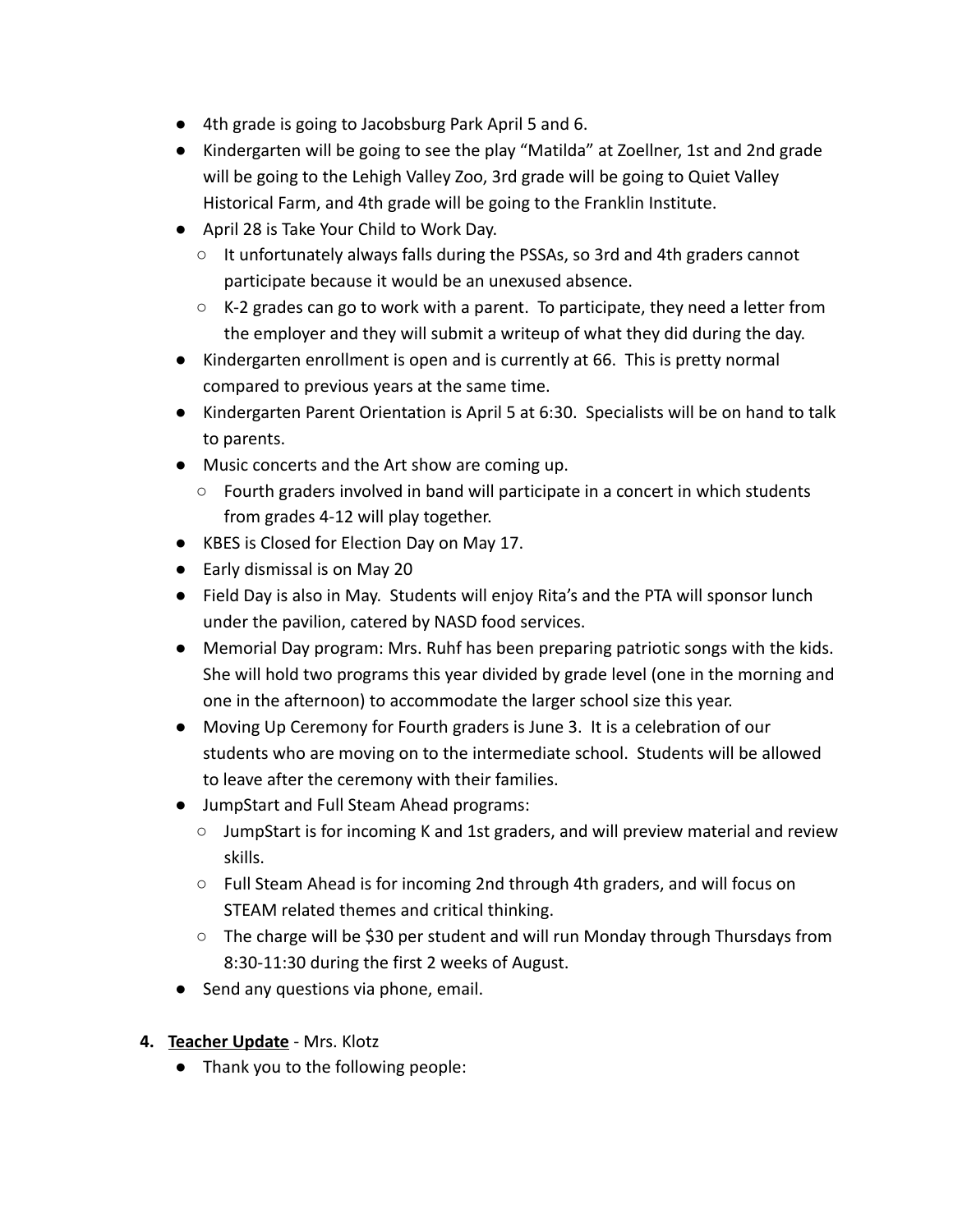- 4th grade is going to Jacobsburg Park April 5 and 6.
- Kindergarten will be going to see the play "Matilda" at Zoellner, 1st and 2nd grade will be going to the Lehigh Valley Zoo, 3rd grade will be going to Quiet Valley Historical Farm, and 4th grade will be going to the Franklin Institute.
- April 28 is Take Your Child to Work Day.
  - It unfortunately always falls during the PSSAs, so 3rd and 4th graders cannot participate because it would be an unexused absence.
  - K-2 grades can go to work with a parent. To participate, they need a letter from the employer and they will submit a writeup of what they did during the day.
- Kindergarten enrollment is open and is currently at 66. This is pretty normal compared to previous years at the same time.
- Kindergarten Parent Orientation is April 5 at 6:30. Specialists will be on hand to talk to parents.
- Music concerts and the Art show are coming up.
  - Fourth graders involved in band will participate in a concert in which students from grades 4-12 will play together.
- KBES is Closed for Election Day on May 17.
- Early dismissal is on May 20
- Field Day is also in May. Students will enjoy Rita's and the PTA will sponsor lunch under the pavilion, catered by NASD food services.
- Memorial Day program: Mrs. Ruhf has been preparing patriotic songs with the kids. She will hold two programs this year divided by grade level (one in the morning and one in the afternoon) to accommodate the larger school size this year.
- Moving Up Ceremony for Fourth graders is June 3. It is a celebration of our students who are moving on to the intermediate school. Students will be allowed to leave after the ceremony with their families.
- JumpStart and Full Steam Ahead programs:
  - JumpStart is for incoming K and 1st graders, and will preview material and review skills.
  - Full Steam Ahead is for incoming 2nd through 4th graders, and will focus on STEAM related themes and critical thinking.
  - The charge will be $30 per student and will run Monday through Thursdays from 8:30-11:30 during the first 2 weeks of August.
- Send any questions via phone, email.

4. **<u>Teacher Update</u>** - Mrs. Klotz
   - Thank you to the following people: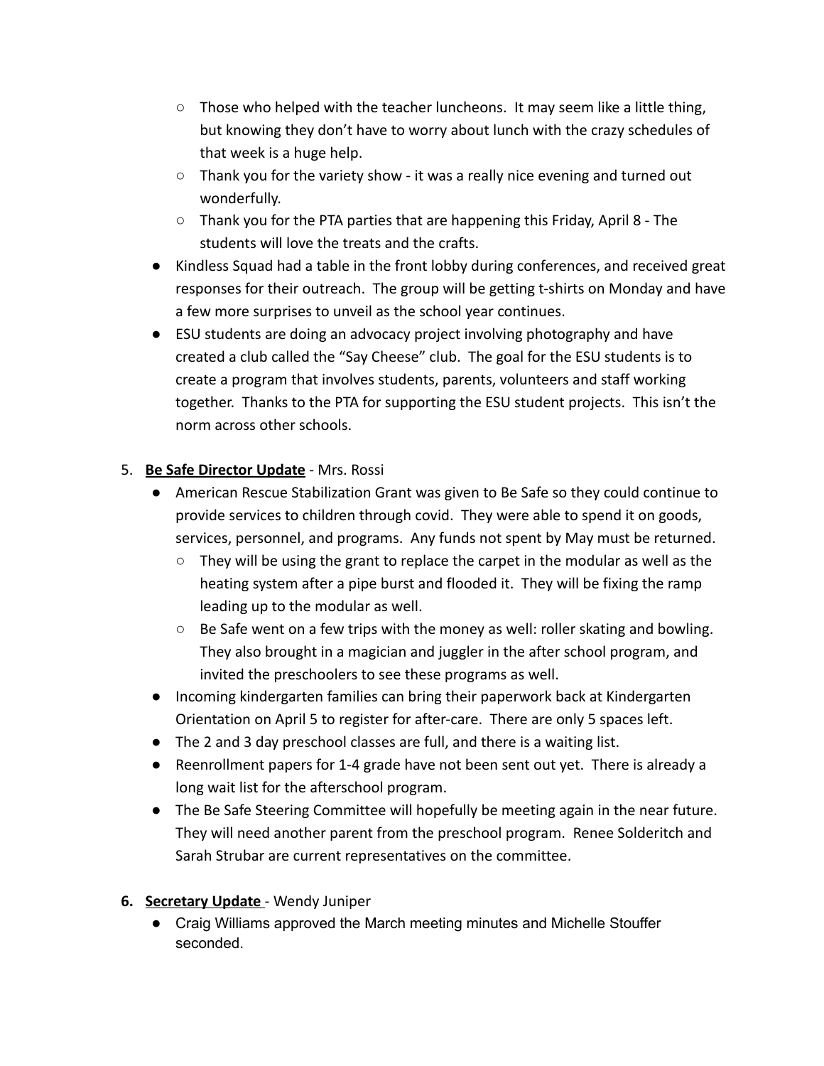- Those who helped with the teacher luncheons. It may seem like a little thing, but knowing they don't have to worry about lunch with the crazy schedules of that week is a huge help.
    - Thank you for the variety show - it was a really nice evening and turned out wonderfully.
    - Thank you for the PTA parties that are happening this Friday, April 8 - The students will love the treats and the crafts.
- Kindless Squad had a table in the front lobby during conferences, and received great responses for their outreach. The group will be getting t-shirts on Monday and have a few more surprises to unveil as the school year continues.
- ESU students are doing an advocacy project involving photography and have created a club called the "Say Cheese" club. The goal for the ESU students is to create a program that involves students, parents, volunteers and staff working together. Thanks to the PTA for supporting the ESU student projects. This isn't the norm across other schools.

5. **Be Safe Director Update** - Mrs. Rossi
    - American Rescue Stabilization Grant was given to Be Safe so they could continue to provide services to children through covid. They were able to spend it on goods, services, personnel, and programs. Any funds not spent by May must be returned.
        - They will be using the grant to replace the carpet in the modular as well as the heating system after a pipe burst and flooded it. They will be fixing the ramp leading up to the modular as well.
        - Be Safe went on a few trips with the money as well: roller skating and bowling. They also brought in a magician and juggler in the after school program, and invited the preschoolers to see these programs as well.
    - Incoming kindergarten families can bring their paperwork back at Kindergarten Orientation on April 5 to register for after-care. There are only 5 spaces left.
    - The 2 and 3 day preschool classes are full, and there is a waiting list.
    - Reenrollment papers for 1-4 grade have not been sent out yet. There is already a long wait list for the afterschool program.
    - The Be Safe Steering Committee will hopefully be meeting again in the near future. They will need another parent from the preschool program. Renee Solderitch and Sarah Strubar are current representatives on the committee.

6. **Secretary Update** - Wendy Juniper
    - Craig Williams approved the March meeting minutes and Michelle Stouffer seconded.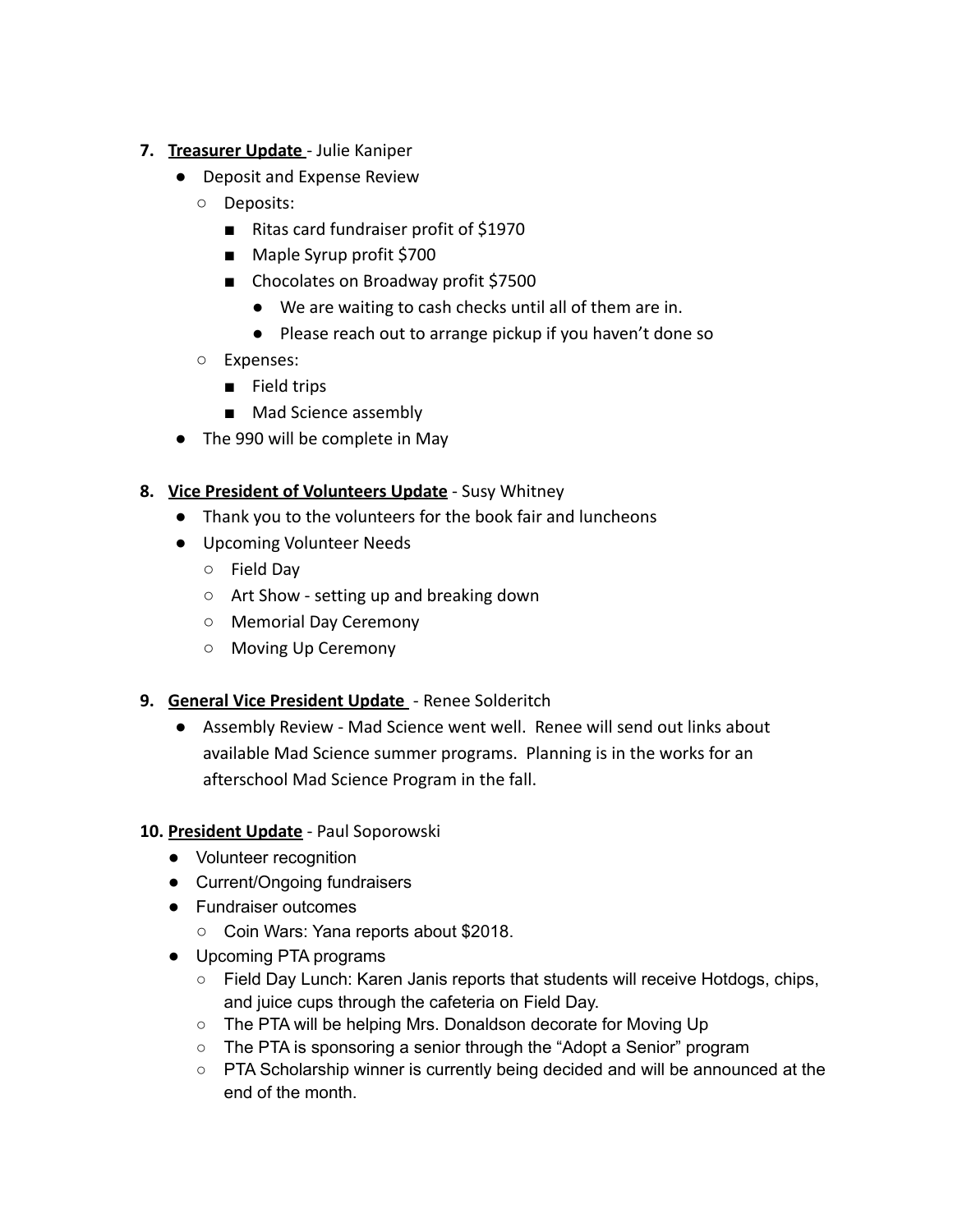7. **Treasurer Update** - Julie Kaniper
    - Deposit and Expense Review
        - Deposits:
            - Ritas card fundraiser profit of $1970
            - Maple Syrup profit $700
            - Chocolates on Broadway profit $7500
                - We are waiting to cash checks until all of them are in.
                - Please reach out to arrange pickup if you haven't done so
        - Expenses:
            - Field trips
            - Mad Science assembly
    - The 990 will be complete in May

8. **Vice President of Volunteers Update** - Susy Whitney
    - Thank you to the volunteers for the book fair and luncheons
    - Upcoming Volunteer Needs
        - Field Day
        - Art Show - setting up and breaking down
        - Memorial Day Ceremony
        - Moving Up Ceremony

9. **General Vice President Update** - Renee Solderitch
    - Assembly Review - Mad Science went well. Renee will send out links about available Mad Science summer programs. Planning is in the works for an afterschool Mad Science Program in the fall.

10. **President Update** - Paul Soporowski
    - Volunteer recognition
    - Current/Ongoing fundraisers
    - Fundraiser outcomes
        - Coin Wars: Yana reports about $2018.
    - Upcoming PTA programs
        - Field Day Lunch: Karen Janis reports that students will receive Hotdogs, chips, and juice cups through the cafeteria on Field Day.
        - The PTA will be helping Mrs. Donaldson decorate for Moving Up
        - The PTA is sponsoring a senior through the "Adopt a Senior" program
        - PTA Scholarship winner is currently being decided and will be announced at the end of the month.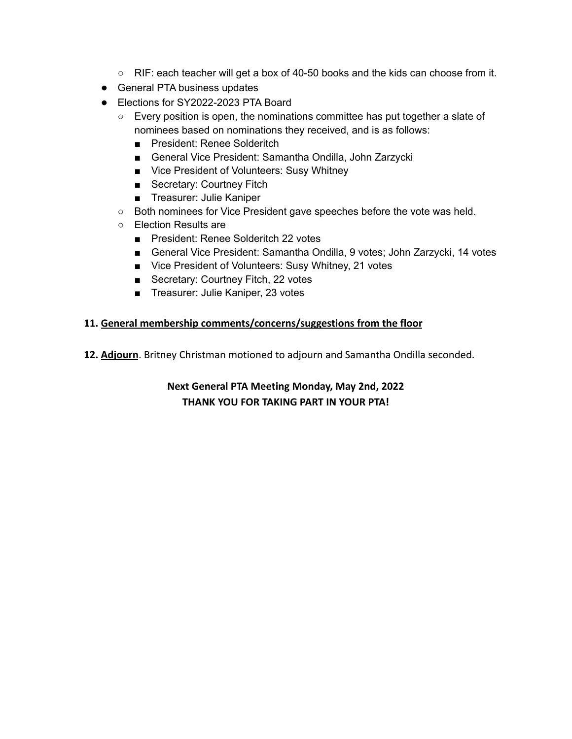- RIF: each teacher will get a box of 40-50 books and the kids can choose from it.
- General PTA business updates
- Elections for SY2022-2023 PTA Board
  - Every position is open, the nominations committee has put together a slate of nominees based on nominations they received, and is as follows:
    - President: Renee Solderitch
    - General Vice President: Samantha Ondilla, John Zarzycki
    - Vice President of Volunteers: Susy Whitney
    - Secretary: Courtney Fitch
    - Treasurer: Julie Kaniper
  - Both nominees for Vice President gave speeches before the vote was held.
  - Election Results are
    - President: Renee Solderitch 22 votes
    - General Vice President: Samantha Ondilla, 9 votes; John Zarzycki, 14 votes
    - Vice President of Volunteers: Susy Whitney, 21 votes
    - Secretary: Courtney Fitch, 22 votes
    - Treasurer: Julie Kaniper, 23 votes

**11. <u>General membership comments/concerns/suggestions from the floor</u>**

**12. <u>Adjourn</u>**. Britney Christman motioned to adjourn and Samantha Ondilla seconded.

**Next General PTA Meeting Monday, May 2nd, 2022**
**THANK YOU FOR TAKING PART IN YOUR PTA!**